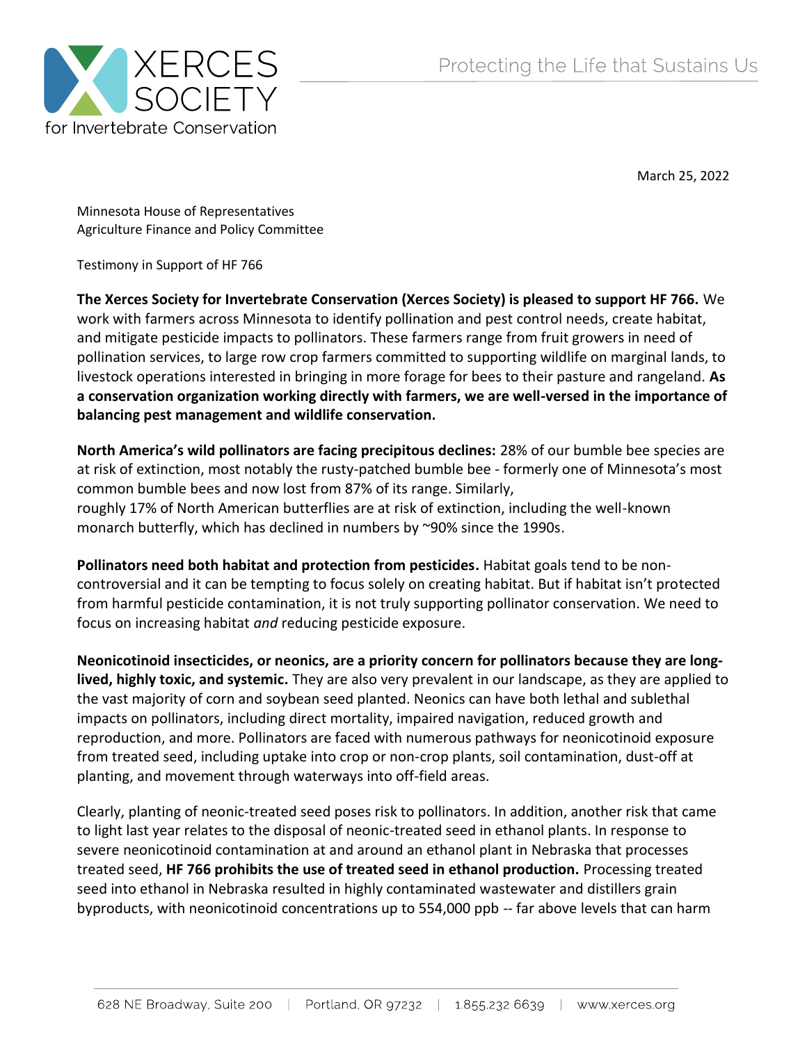March 25, 2022

Minnesota House of Representatives
Agriculture Finance and Policy Committee

Testimony in Support of HF 766

**The Xerces Society for Invertebrate Conservation (Xerces Society) is pleased to support HF 766.** We work with farmers across Minnesota to identify pollination and pest control needs, create habitat, and mitigate pesticide impacts to pollinators. These farmers range from fruit growers in need of pollination services, to large row crop farmers committed to supporting wildlife on marginal lands, to livestock operations interested in bringing in more forage for bees to their pasture and rangeland. **As a conservation organization working directly with farmers, we are well-versed in the importance of balancing pest management and wildlife conservation.**

**North America's wild pollinators are facing precipitous declines:** 28% of our bumble bee species are at risk of extinction, most notably the rusty-patched bumble bee - formerly one of Minnesota's most common bumble bees and now lost from 87% of its range. Similarly, roughly 17% of North American butterflies are at risk of extinction, including the well-known monarch butterfly, which has declined in numbers by ~90% since the 1990s.

**Pollinators need both habitat and protection from pesticides.** Habitat goals tend to be non-controversial and it can be tempting to focus solely on creating habitat. But if habitat isn't protected from harmful pesticide contamination, it is not truly supporting pollinator conservation. We need to focus on increasing habitat *and* reducing pesticide exposure.

**Neonicotinoid insecticides, or neonics, are a priority concern for pollinators because they are long-lived, highly toxic, and systemic.** They are also very prevalent in our landscape, as they are applied to the vast majority of corn and soybean seed planted. Neonics can have both lethal and sublethal impacts on pollinators, including direct mortality, impaired navigation, reduced growth and reproduction, and more. Pollinators are faced with numerous pathways for neonicotinoid exposure from treated seed, including uptake into crop or non-crop plants, soil contamination, dust-off at planting, and movement through waterways into off-field areas.

Clearly, planting of neonic-treated seed poses risk to pollinators. In addition, another risk that came to light last year relates to the disposal of neonic-treated seed in ethanol plants. In response to severe neonicotinoid contamination at and around an ethanol plant in Nebraska that processes treated seed, **HF 766 prohibits the use of treated seed in ethanol production.** Processing treated seed into ethanol in Nebraska resulted in highly contaminated wastewater and distillers grain byproducts, with neonicotinoid concentrations up to 554,000 ppb -- far above levels that can harm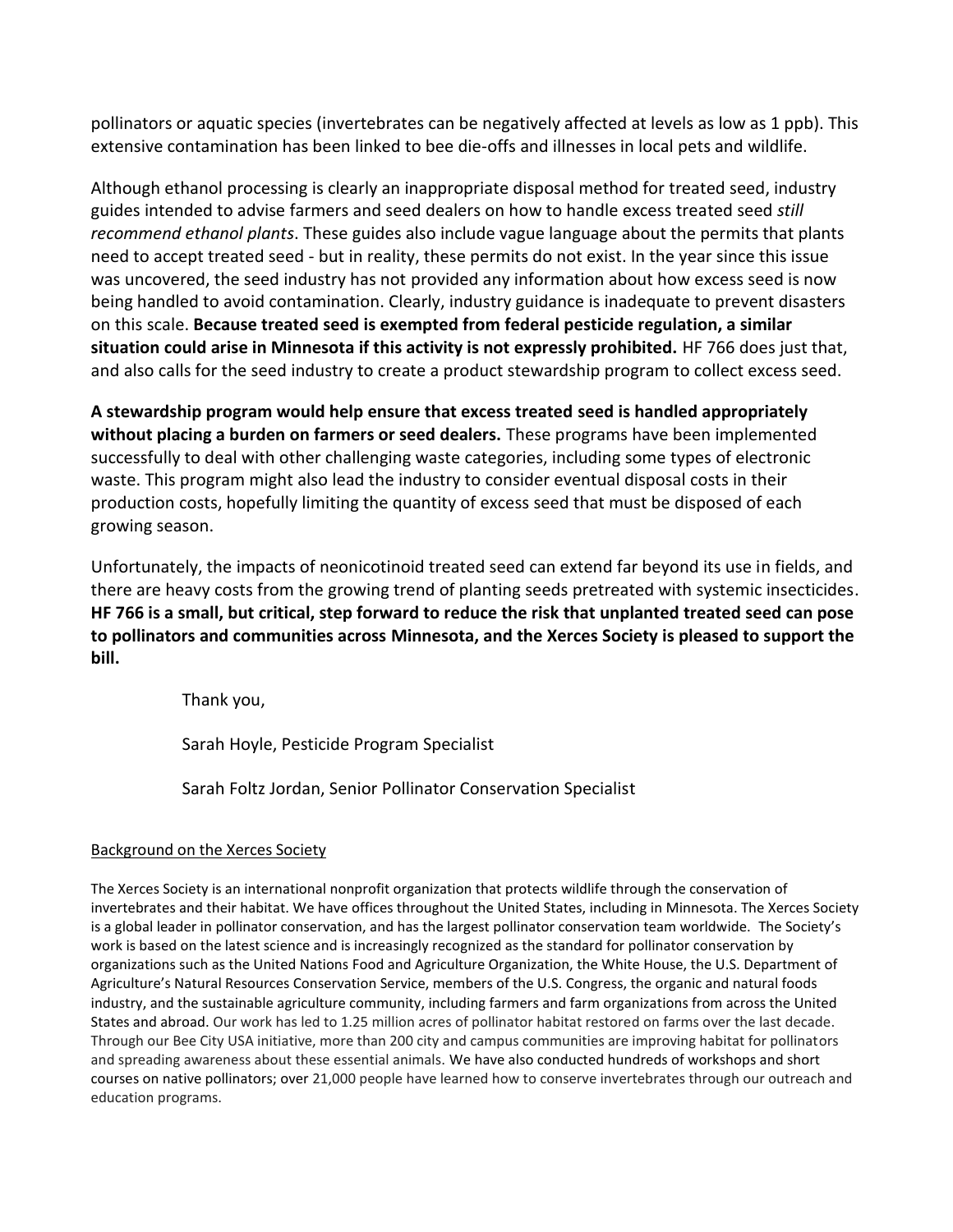pollinators or aquatic species (invertebrates can be negatively affected at levels as low as 1 ppb). This extensive contamination has been linked to bee die-offs and illnesses in local pets and wildlife.

Although ethanol processing is clearly an inappropriate disposal method for treated seed, industry guides intended to advise farmers and seed dealers on how to handle excess treated seed *still recommend ethanol plants*. These guides also include vague language about the permits that plants need to accept treated seed - but in reality, these permits do not exist. In the year since this issue was uncovered, the seed industry has not provided any information about how excess seed is now being handled to avoid contamination. Clearly, industry guidance is inadequate to prevent disasters on this scale. **Because treated seed is exempted from federal pesticide regulation, a similar situation could arise in Minnesota if this activity is not expressly prohibited.** HF 766 does just that, and also calls for the seed industry to create a product stewardship program to collect excess seed.

**A stewardship program would help ensure that excess treated seed is handled appropriately without placing a burden on farmers or seed dealers.** These programs have been implemented successfully to deal with other challenging waste categories, including some types of electronic waste. This program might also lead the industry to consider eventual disposal costs in their production costs, hopefully limiting the quantity of excess seed that must be disposed of each growing season.

Unfortunately, the impacts of neonicotinoid treated seed can extend far beyond its use in fields, and there are heavy costs from the growing trend of planting seeds pretreated with systemic insecticides. **HF 766 is a small, but critical, step forward to reduce the risk that unplanted treated seed can pose to pollinators and communities across Minnesota, and the Xerces Society is pleased to support the bill.**

Thank you,

Sarah Hoyle, Pesticide Program Specialist

Sarah Foltz Jordan, Senior Pollinator Conservation Specialist

Background on the Xerces Society

The Xerces Society is an international nonprofit organization that protects wildlife through the conservation of invertebrates and their habitat. We have offices throughout the United States, including in Minnesota. The Xerces Society is a global leader in pollinator conservation, and has the largest pollinator conservation team worldwide. The Society's work is based on the latest science and is increasingly recognized as the standard for pollinator conservation by organizations such as the United Nations Food and Agriculture Organization, the White House, the U.S. Department of Agriculture's Natural Resources Conservation Service, members of the U.S. Congress, the organic and natural foods industry, and the sustainable agriculture community, including farmers and farm organizations from across the United States and abroad. Our work has led to 1.25 million acres of pollinator habitat restored on farms over the last decade. Through our Bee City USA initiative, more than 200 city and campus communities are improving habitat for pollinators and spreading awareness about these essential animals. We have also conducted hundreds of workshops and short courses on native pollinators; over 21,000 people have learned how to conserve invertebrates through our outreach and education programs.